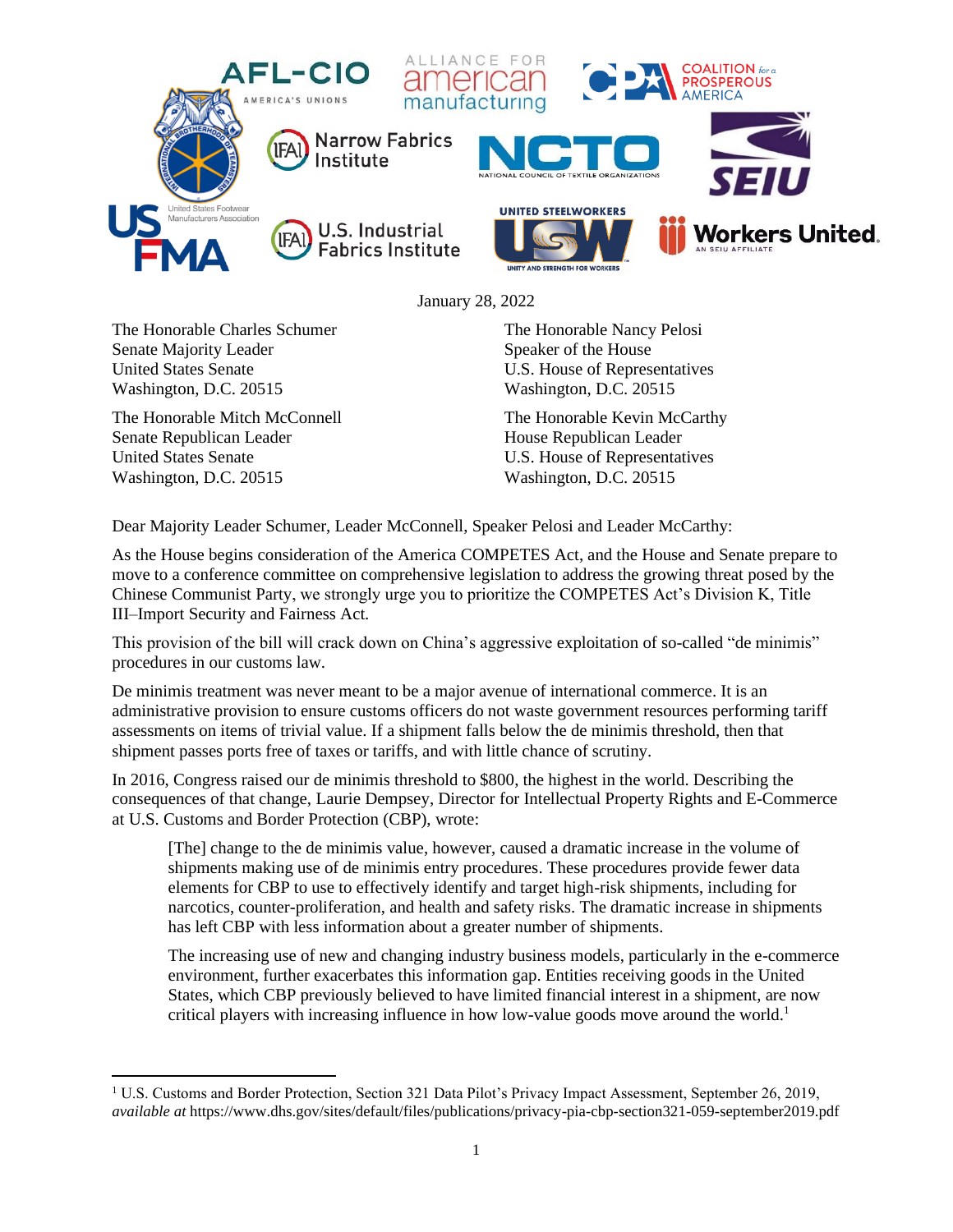January 28, 2022

The Honorable Charles Schumer
Senate Majority Leader
United States Senate
Washington, D.C. 20515

The Honorable Mitch McConnell
Senate Republican Leader
United States Senate
Washington, D.C. 20515

The Honorable Nancy Pelosi
Speaker of the House
U.S. House of Representatives
Washington, D.C. 20515

The Honorable Kevin McCarthy
House Republican Leader
U.S. House of Representatives
Washington, D.C. 20515

Dear Majority Leader Schumer, Leader McConnell, Speaker Pelosi and Leader McCarthy:

As the House begins consideration of the America COMPETES Act, and the House and Senate prepare to move to a conference committee on comprehensive legislation to address the growing threat posed by the Chinese Communist Party, we strongly urge you to prioritize the COMPETES Act's Division K, Title III–Import Security and Fairness Act.

This provision of the bill will crack down on China's aggressive exploitation of so-called "de minimis" procedures in our customs law.

De minimis treatment was never meant to be a major avenue of international commerce. It is an administrative provision to ensure customs officers do not waste government resources performing tariff assessments on items of trivial value. If a shipment falls below the de minimis threshold, then that shipment passes ports free of taxes or tariffs, and with little chance of scrutiny.

In 2016, Congress raised our de minimis threshold to $800, the highest in the world. Describing the consequences of that change, Laurie Dempsey, Director for Intellectual Property Rights and E-Commerce at U.S. Customs and Border Protection (CBP), wrote:

> [The] change to the de minimis value, however, caused a dramatic increase in the volume of shipments making use of de minimis entry procedures. These procedures provide fewer data elements for CBP to use to effectively identify and target high-risk shipments, including for narcotics, counter-proliferation, and health and safety risks. The dramatic increase in shipments has left CBP with less information about a greater number of shipments.
>
> The increasing use of new and changing industry business models, particularly in the e-commerce environment, further exacerbates this information gap. Entities receiving goods in the United States, which CBP previously believed to have limited financial interest in a shipment, are now critical players with increasing influence in how low-value goods move around the world.[1]

---

[1] U.S. Customs and Border Protection, Section 321 Data Pilot's Privacy Impact Assessment, September 26, 2019, *available at* https://www.dhs.gov/sites/default/files/publications/privacy-pia-cbp-section321-059-september2019.pdf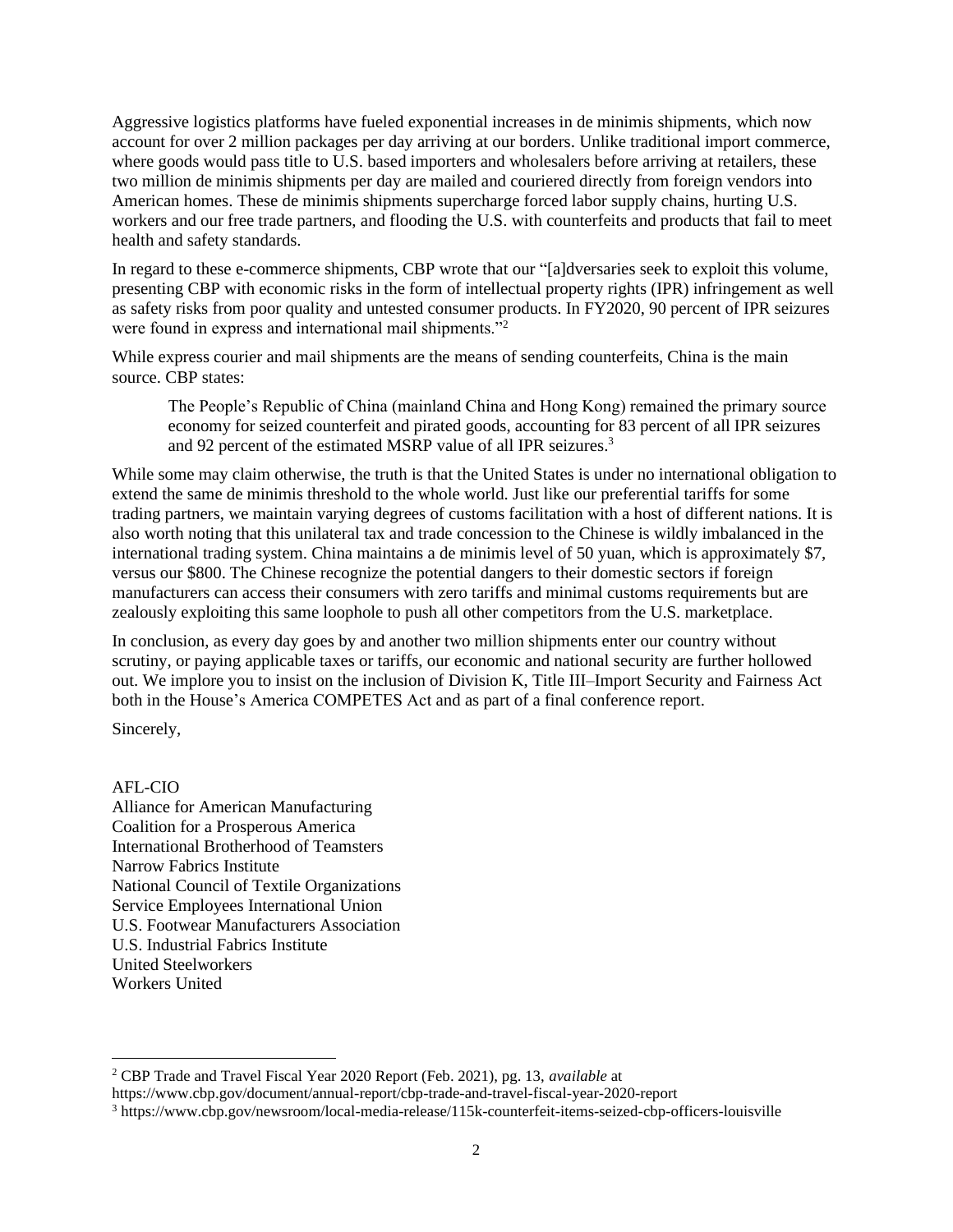Aggressive logistics platforms have fueled exponential increases in de minimis shipments, which now account for over 2 million packages per day arriving at our borders. Unlike traditional import commerce, where goods would pass title to U.S. based importers and wholesalers before arriving at retailers, these two million de minimis shipments per day are mailed and couriered directly from foreign vendors into American homes. These de minimis shipments supercharge forced labor supply chains, hurting U.S. workers and our free trade partners, and flooding the U.S. with counterfeits and products that fail to meet health and safety standards.

In regard to these e-commerce shipments, CBP wrote that our "[a]dversaries seek to exploit this volume, presenting CBP with economic risks in the form of intellectual property rights (IPR) infringement as well as safety risks from poor quality and untested consumer products. In FY2020, 90 percent of IPR seizures were found in express and international mail shipments."[2]

While express courier and mail shipments are the means of sending counterfeits, China is the main source. CBP states:

> The People's Republic of China (mainland China and Hong Kong) remained the primary source economy for seized counterfeit and pirated goods, accounting for 83 percent of all IPR seizures and 92 percent of the estimated MSRP value of all IPR seizures.[3]

While some may claim otherwise, the truth is that the United States is under no international obligation to extend the same de minimis threshold to the whole world. Just like our preferential tariffs for some trading partners, we maintain varying degrees of customs facilitation with a host of different nations. It is also worth noting that this unilateral tax and trade concession to the Chinese is wildly imbalanced in the international trading system. China maintains a de minimis level of 50 yuan, which is approximately $7, versus our $800. The Chinese recognize the potential dangers to their domestic sectors if foreign manufacturers can access their consumers with zero tariffs and minimal customs requirements but are zealously exploiting this same loophole to push all other competitors from the U.S. marketplace.

In conclusion, as every day goes by and another two million shipments enter our country without scrutiny, or paying applicable taxes or tariffs, our economic and national security are further hollowed out. We implore you to insist on the inclusion of Division K, Title III–Import Security and Fairness Act both in the House's America COMPETES Act and as part of a final conference report.

Sincerely,

AFL-CIO
Alliance for American Manufacturing
Coalition for a Prosperous America
International Brotherhood of Teamsters
Narrow Fabrics Institute
National Council of Textile Organizations
Service Employees International Union
U.S. Footwear Manufacturers Association
U.S. Industrial Fabrics Institute
United Steelworkers
Workers United

---

[2] CBP Trade and Travel Fiscal Year 2020 Report (Feb. 2021), pg. 13, *available* at https://www.cbp.gov/document/annual-report/cbp-trade-and-travel-fiscal-year-2020-report

[3] https://www.cbp.gov/newsroom/local-media-release/115k-counterfeit-items-seized-cbp-officers-louisville